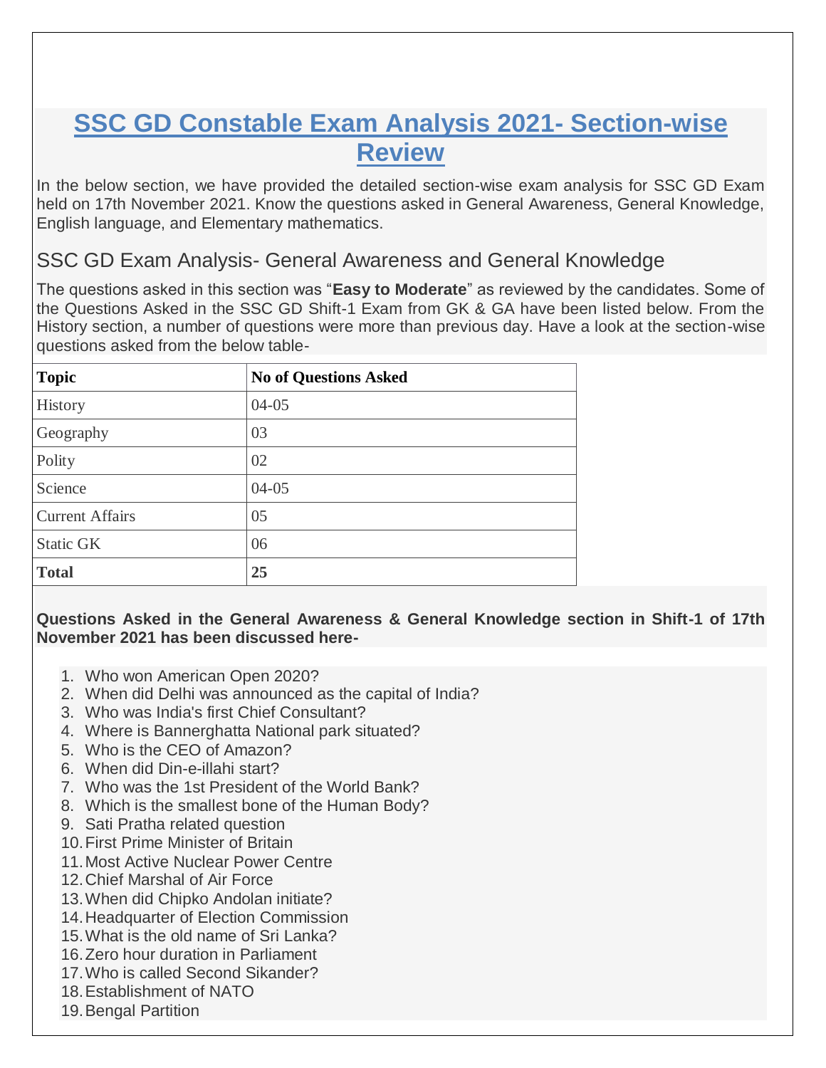# SSC GD Constable Exam Analysis 2021- Section-wise Review

In the below section, we have provided the detailed section-wise exam analysis for SSC GD Exam held on 17th November 2021. Know the questions asked in General Awareness, General Knowledge, English language, and Elementary mathematics.

## SSC GD Exam Analysis- General Awareness and General Knowledge

The questions asked in this section was "**Easy to Moderate**" as reviewed by the candidates. Some of the Questions Asked in the SSC GD Shift-1 Exam from GK & GA have been listed below. From the History section, a number of questions were more than previous day. Have a look at the section-wise questions asked from the below table-

| **Topic** | **No of Questions Asked** |
|---|---|
| History | 04-05 |
| Geography | 03 |
| Polity | 02 |
| Science | 04-05 |
| Current Affairs | 05 |
| Static GK | 06 |
| **Total** | **25** |

**Questions Asked in the General Awareness & General Knowledge section in Shift-1 of 17th November 2021 has been discussed here-**

1. Who won American Open 2020?
2. When did Delhi was announced as the capital of India?
3. Who was India's first Chief Consultant?
4. Where is Bannerghatta National park situated?
5. Who is the CEO of Amazon?
6. When did Din-e-illahi start?
7. Who was the 1st President of the World Bank?
8. Which is the smallest bone of the Human Body?
9. Sati Pratha related question
10. First Prime Minister of Britain
11. Most Active Nuclear Power Centre
12. Chief Marshal of Air Force
13. When did Chipko Andolan initiate?
14. Headquarter of Election Commission
15. What is the old name of Sri Lanka?
16. Zero hour duration in Parliament
17. Who is called Second Sikander?
18. Establishment of NATO
19. Bengal Partition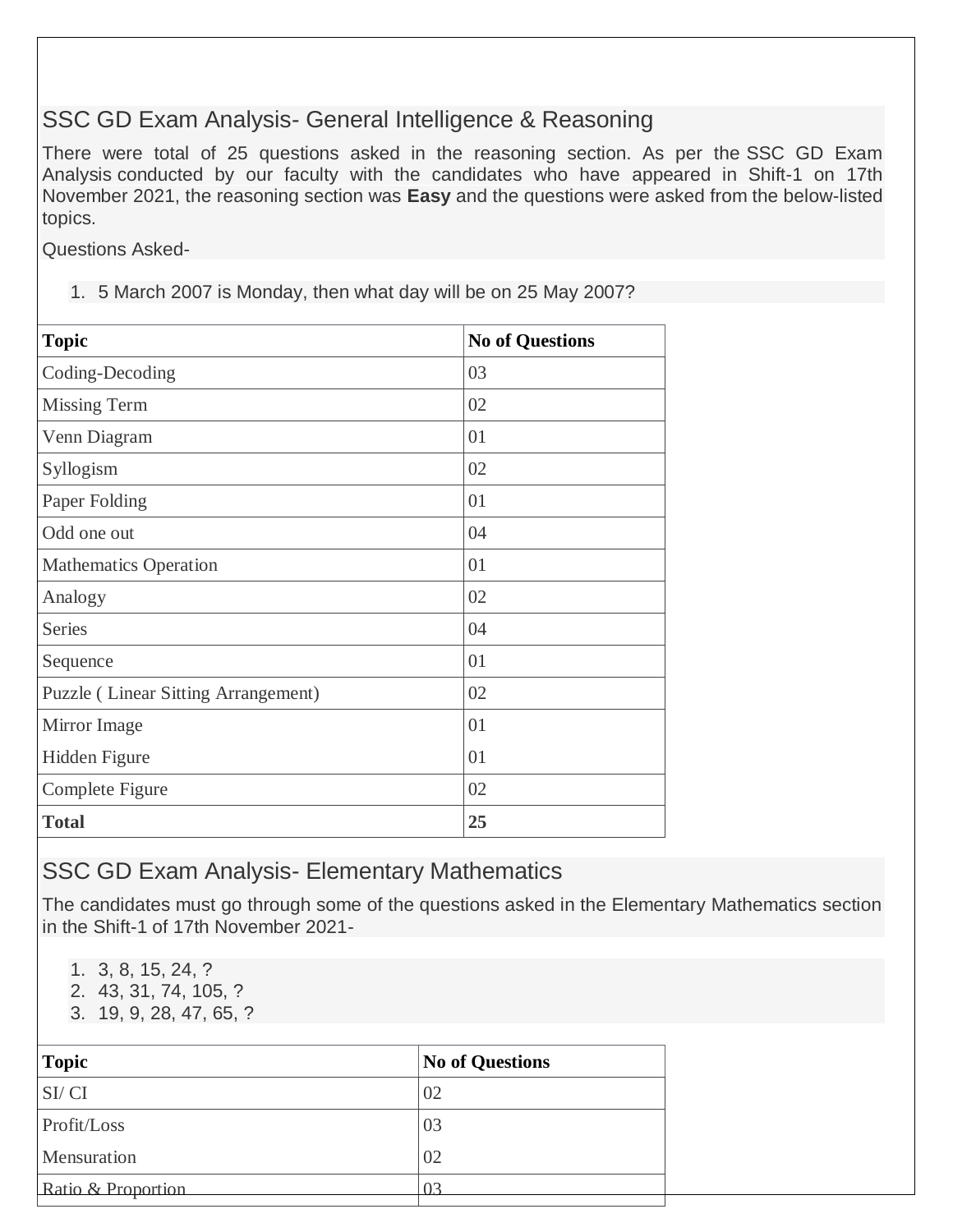## SSC GD Exam Analysis- General Intelligence & Reasoning

There were total of 25 questions asked in the reasoning section. As per the SSC GD Exam Analysis conducted by our faculty with the candidates who have appeared in Shift-1 on 17th November 2021, the reasoning section was **Easy** and the questions were asked from the below-listed topics.

Questions Asked-

1. 5 March 2007 is Monday, then what day will be on 25 May 2007?

| **Topic** | **No of Questions** |
|---|---|
| Coding-Decoding | 03 |
| Missing Term | 02 |
| Venn Diagram | 01 |
| Syllogism | 02 |
| Paper Folding | 01 |
| Odd one out | 04 |
| Mathematics Operation | 01 |
| Analogy | 02 |
| Series | 04 |
| Sequence | 01 |
| Puzzle ( Linear Sitting Arrangement) | 02 |
| Mirror Image | 01 |
| Hidden Figure | 01 |
| Complete Figure | 02 |
| **Total** | **25** |

## SSC GD Exam Analysis- Elementary Mathematics

The candidates must go through some of the questions asked in the Elementary Mathematics section in the Shift-1 of 17th November 2021-

1. 3, 8, 15, 24, ?
2. 43, 31, 74, 105, ?
3. 19, 9, 28, 47, 65, ?

| **Topic** | **No of Questions** |
|---|---|
| SI/ CI | 02 |
| Profit/Loss | 03 |
| Mensuration | 02 |
| Ratio & Proportion | 03 |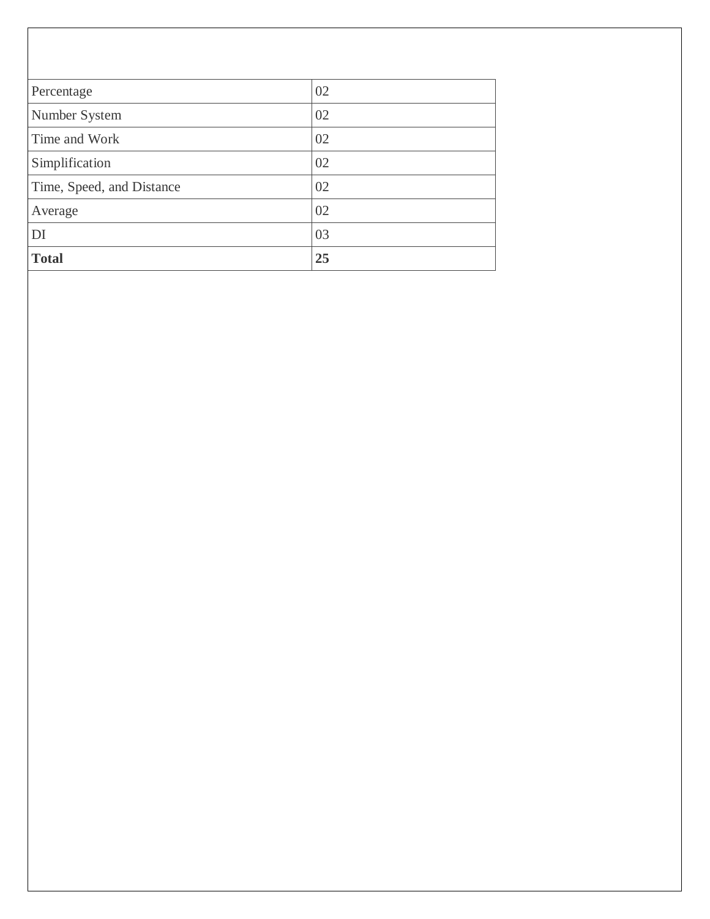| | |
|---|---|
| Percentage | 02 |
| Number System | 02 |
| Time and Work | 02 |
| Simplification | 02 |
| Time, Speed, and Distance | 02 |
| Average | 02 |
| DI | 03 |
| **Total** | **25** |